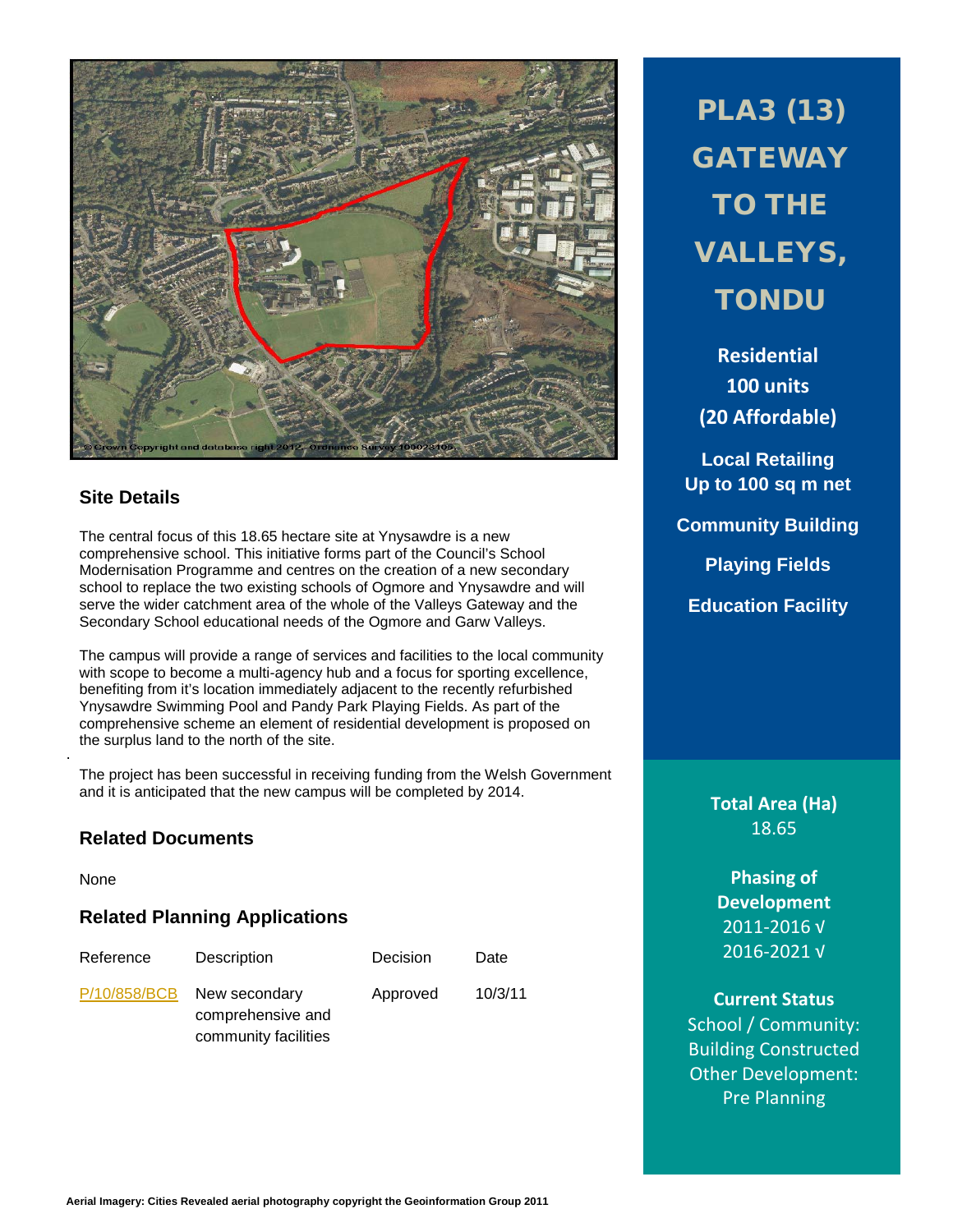# PLA3 (13) GATEWAY TO THE VALLEYS, TONDU

**Residential**
**100 units**
**(20 Affordable)**

**Local Retailing**
**Up to 100 sq m net**

**Community Building**

**Playing Fields**

**Education Facility**

**Total Area (Ha)**
18.65

**Phasing of Development**
2011-2016 √
2016-2021 √

**Current Status**
School / Community: Building Constructed
Other Development: Pre Planning

## Site Details

The central focus of this 18.65 hectare site at Ynysawdre is a new comprehensive school. This initiative forms part of the Council's School Modernisation Programme and centres on the creation of a new secondary school to replace the two existing schools of Ogmore and Ynysawdre and will serve the wider catchment area of the whole of the Valleys Gateway and the Secondary School educational needs of the Ogmore and Garw Valleys.

The campus will provide a range of services and facilities to the local community with scope to become a multi-agency hub and a focus for sporting excellence, benefiting from it's location immediately adjacent to the recently refurbished Ynysawdre Swimming Pool and Pandy Park Playing Fields. As part of the comprehensive scheme an element of residential development is proposed on the surplus land to the north of the site.

The project has been successful in receiving funding from the Welsh Government and it is anticipated that the new campus will be completed by 2014.

## Related Documents

None

## Related Planning Applications

| Reference | Description | Decision | Date |
|---|---|---|---|
| P/10/858/BCB | New secondary comprehensive and community facilities | Approved | 10/3/11 |

Aerial Imagery: Cities Revealed aerial photography copyright the Geoinformation Group 2011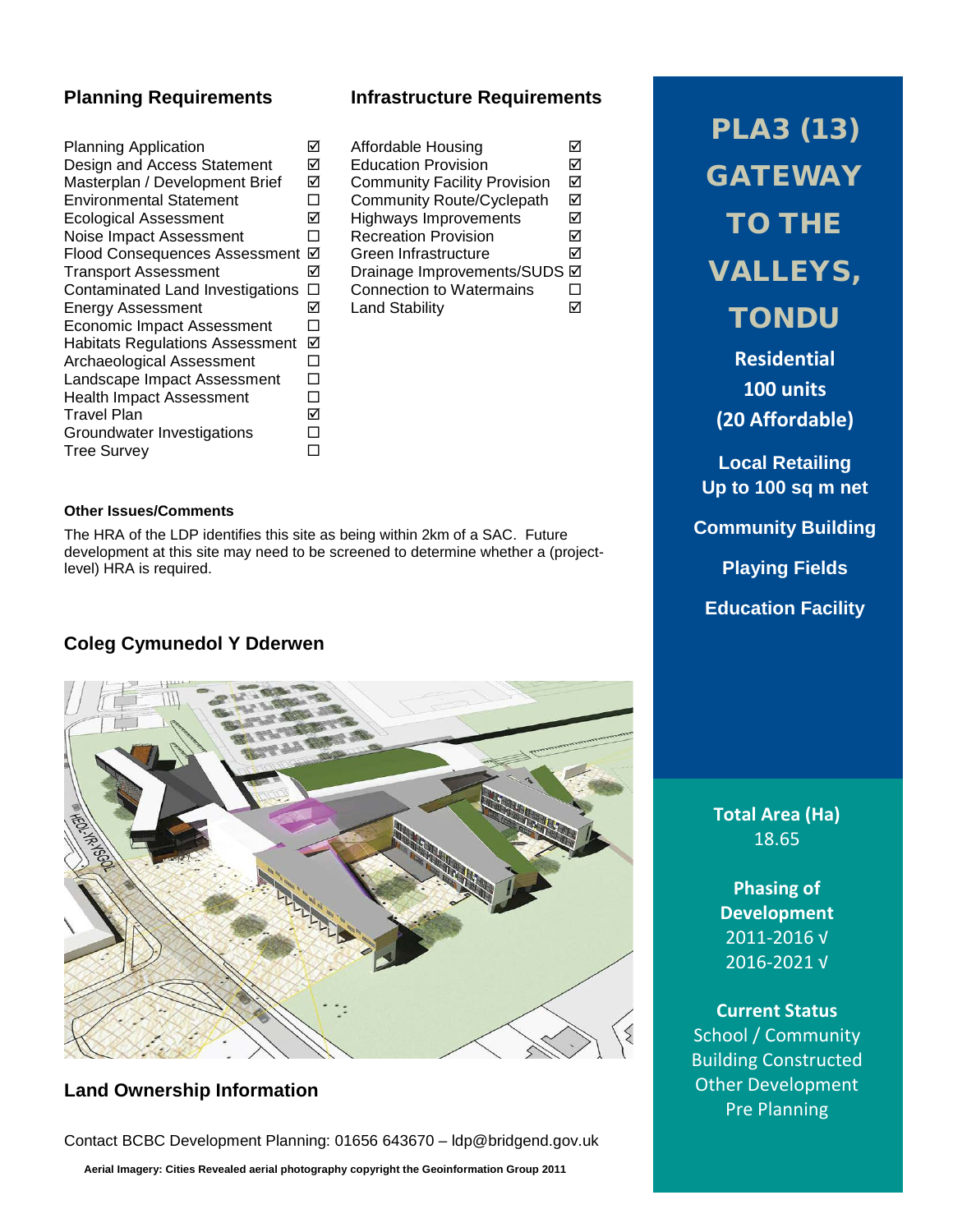## Planning Requirements

| | |
|---|---|
| Planning Application | ☑ |
| Design and Access Statement | ☑ |
| Masterplan / Development Brief | ☑ |
| Environmental Statement | ☐ |
| Ecological Assessment | ☑ |
| Noise Impact Assessment | ☐ |
| Flood Consequences Assessment | ☑ |
| Transport Assessment | ☑ |
| Contaminated Land Investigations | ☐ |
| Energy Assessment | ☑ |
| Economic Impact Assessment | ☐ |
| Habitats Regulations Assessment | ☑ |
| Archaeological Assessment | ☐ |
| Landscape Impact Assessment | ☐ |
| Health Impact Assessment | ☐ |
| Travel Plan | ☑ |
| Groundwater Investigations | ☐ |
| Tree Survey | ☐ |

## Infrastructure Requirements

| | |
|---|---|
| Affordable Housing | ☑ |
| Education Provision | ☑ |
| Community Facility Provision | ☑ |
| Community Route/Cyclepath | ☑ |
| Highways Improvements | ☑ |
| Recreation Provision | ☑ |
| Green Infrastructure | ☑ |
| Drainage Improvements/SUDS | ☑ |
| Connection to Watermains | ☐ |
| Land Stability | ☑ |

# PLA3 (13) GATEWAY TO THE VALLEYS, TONDU

**Residential**
**100 units**
**(20 Affordable)**

**Local Retailing**
**Up to 100 sq m net**

**Community Building**

**Playing Fields**

**Education Facility**

**Total Area (Ha)**
18.65

**Phasing of Development**
2011-2016 √
2016-2021 √

**Current Status**
School / Community Building Constructed
Other Development Pre Planning

#### Other Issues/Comments

The HRA of the LDP identifies this site as being within 2km of a SAC. Future development at this site may need to be screened to determine whether a (project-level) HRA is required.

## Coleg Cymunedol Y Dderwen

## Land Ownership Information

Contact BCBC Development Planning: 01656 643670 – ldp@bridgend.gov.uk

**Aerial Imagery: Cities Revealed aerial photography copyright the Geoinformation Group 2011**